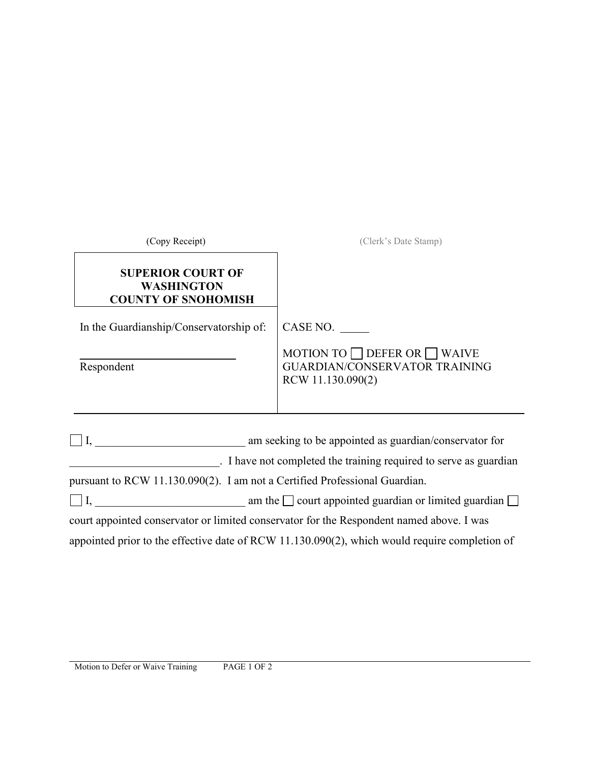(Copy Receipt) (Clerk's Date Stamp)

| **SUPERIOR COURT OF WASHINGTON COUNTY OF SNOHOMISH** | |
|---|---|
| In the Guardianship/Conservatorship of:<br><br>\_\_\_\_\_\_\_\_\_\_\_\_\_\_\_\_\_\_\_\_\_\_\_\_\_\_<br>Respondent | CASE NO. \_\_\_\_\_<br><br>MOTION TO ☐ DEFER OR ☐ WAIVE GUARDIAN/CONSERVATOR TRAINING RCW 11.130.090(2) |

☐ I, \_\_\_\_\_\_\_\_\_\_\_\_\_\_\_\_\_\_\_\_\_\_\_\_\_\_ am seeking to be appointed as guardian/conservator for \_\_\_\_\_\_\_\_\_\_\_\_\_\_\_\_\_\_\_\_\_\_\_\_\_\_. I have not completed the training required to serve as guardian pursuant to RCW 11.130.090(2). I am not a Certified Professional Guardian.

☐ I, \_\_\_\_\_\_\_\_\_\_\_\_\_\_\_\_\_\_\_\_\_\_\_\_\_\_ am the ☐ court appointed guardian or limited guardian ☐ court appointed conservator or limited conservator for the Respondent named above. I was appointed prior to the effective date of RCW 11.130.090(2), which would require completion of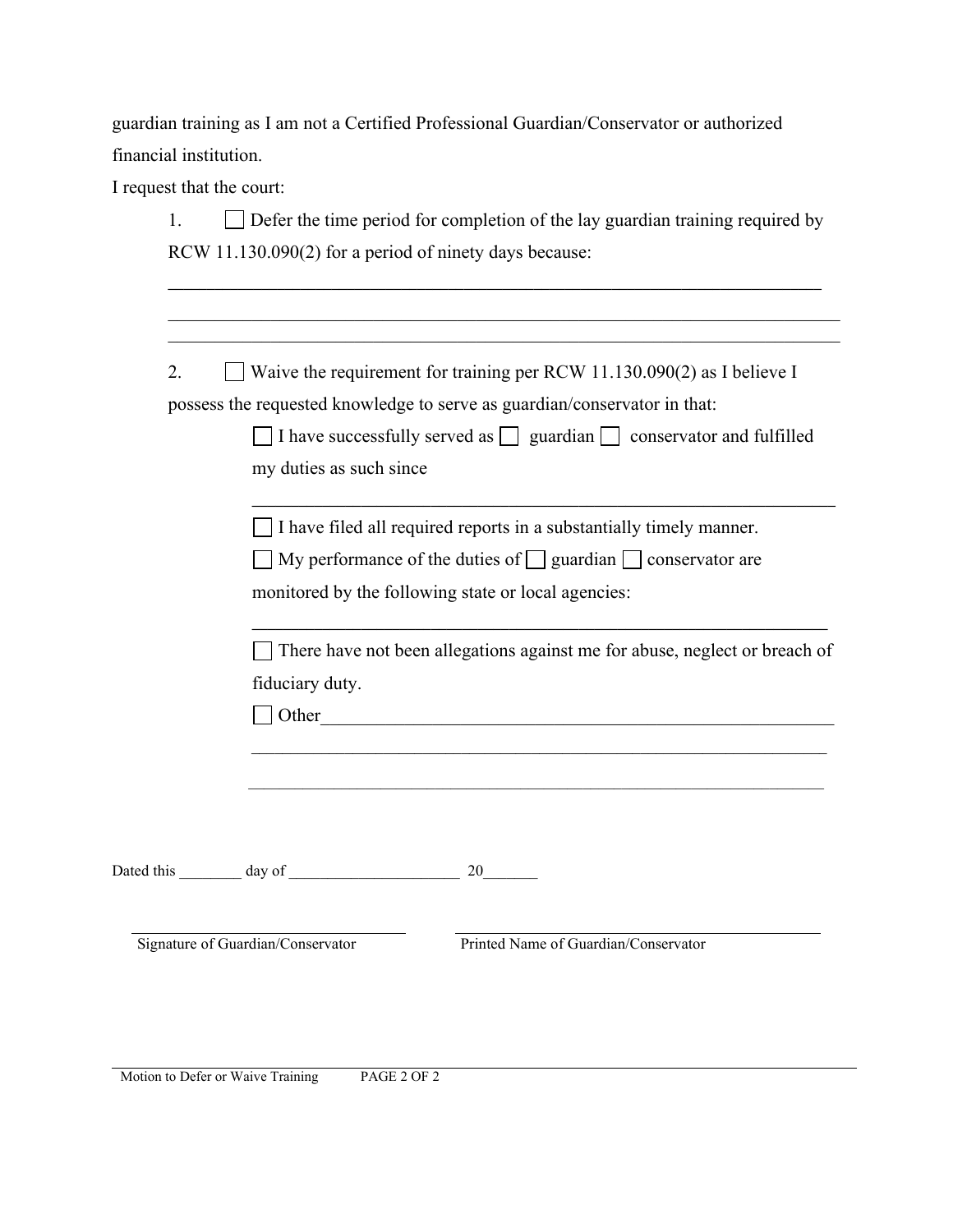guardian training as I am not a Certified Professional Guardian/Conservator or authorized financial institution.

I request that the court:

1. ☐ Defer the time period for completion of the lay guardian training required by RCW 11.130.090(2) for a period of ninety days because:

______________________________________________________________________

______________________________________________________________________

______________________________________________________________________

2. ☐ Waive the requirement for training per RCW 11.130.090(2) as I believe I possess the requested knowledge to serve as guardian/conservator in that:

   ☐ I have successfully served as ☐ guardian ☐ conservator and fulfilled my duties as such since

   ______________________________________________________________

   ☐ I have filed all required reports in a substantially timely manner.

   ☐ My performance of the duties of ☐ guardian ☐ conservator are monitored by the following state or local agencies:

   ______________________________________________________________

   ☐ There have not been allegations against me for abuse, neglect or breach of fiduciary duty.

   ☐ Other______________________________________________________

   ______________________________________________________________

   ______________________________________________________________

Dated this ________ day of ______________________ 20_______

| | |
|---|---|
| ______________________________ | ______________________________ |
| Signature of Guardian/Conservator | Printed Name of Guardian/Conservator |

Motion to Defer or Waive Training